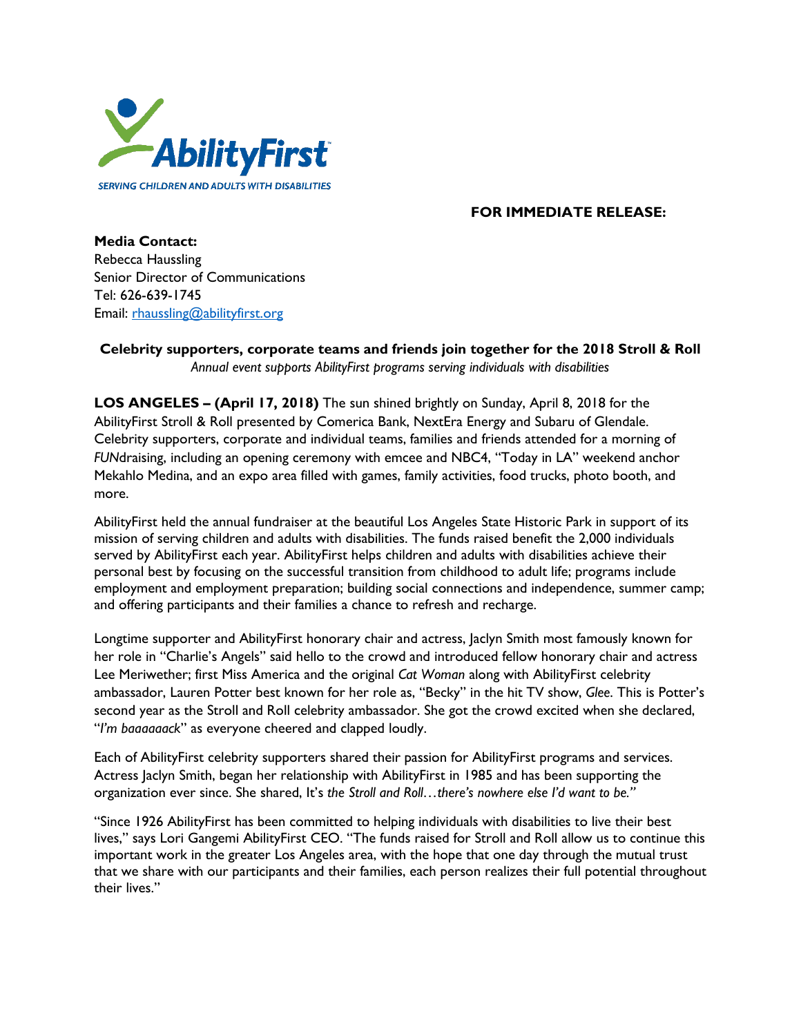AbilityFirst

SERVING CHILDREN AND ADULTS WITH DISABILITIES

**FOR IMMEDIATE RELEASE:**

**Media Contact:**
Rebecca Haussling
Senior Director of Communications
Tel: 626-639-1745
Email: rhaussling@abilityfirst.org

**Celebrity supporters, corporate teams and friends join together for the 2018 Stroll & Roll**
*Annual event supports AbilityFirst programs serving individuals with disabilities*

**LOS ANGELES – (April 17, 2018)** The sun shined brightly on Sunday, April 8, 2018 for the AbilityFirst Stroll & Roll presented by Comerica Bank, NextEra Energy and Subaru of Glendale. Celebrity supporters, corporate and individual teams, families and friends attended for a morning of *FUN*draising, including an opening ceremony with emcee and NBC4, "Today in LA" weekend anchor Mekahlo Medina, and an expo area filled with games, family activities, food trucks, photo booth, and more.

AbilityFirst held the annual fundraiser at the beautiful Los Angeles State Historic Park in support of its mission of serving children and adults with disabilities. The funds raised benefit the 2,000 individuals served by AbilityFirst each year. AbilityFirst helps children and adults with disabilities achieve their personal best by focusing on the successful transition from childhood to adult life; programs include employment and employment preparation; building social connections and independence, summer camp; and offering participants and their families a chance to refresh and recharge.

Longtime supporter and AbilityFirst honorary chair and actress, Jaclyn Smith most famously known for her role in "Charlie's Angels" said hello to the crowd and introduced fellow honorary chair and actress Lee Meriwether; first Miss America and the original *Cat Woman* along with AbilityFirst celebrity ambassador, Lauren Potter best known for her role as, "Becky" in the hit TV show, *Glee*. This is Potter's second year as the Stroll and Roll celebrity ambassador. She got the crowd excited when she declared, "*I'm baaaaaack*" as everyone cheered and clapped loudly.

Each of AbilityFirst celebrity supporters shared their passion for AbilityFirst programs and services. Actress Jaclyn Smith, began her relationship with AbilityFirst in 1985 and has been supporting the organization ever since. She shared, It's *the Stroll and Roll…there's nowhere else I'd want to be."*

"Since 1926 AbilityFirst has been committed to helping individuals with disabilities to live their best lives," says Lori Gangemi AbilityFirst CEO. "The funds raised for Stroll and Roll allow us to continue this important work in the greater Los Angeles area, with the hope that one day through the mutual trust that we share with our participants and their families, each person realizes their full potential throughout their lives."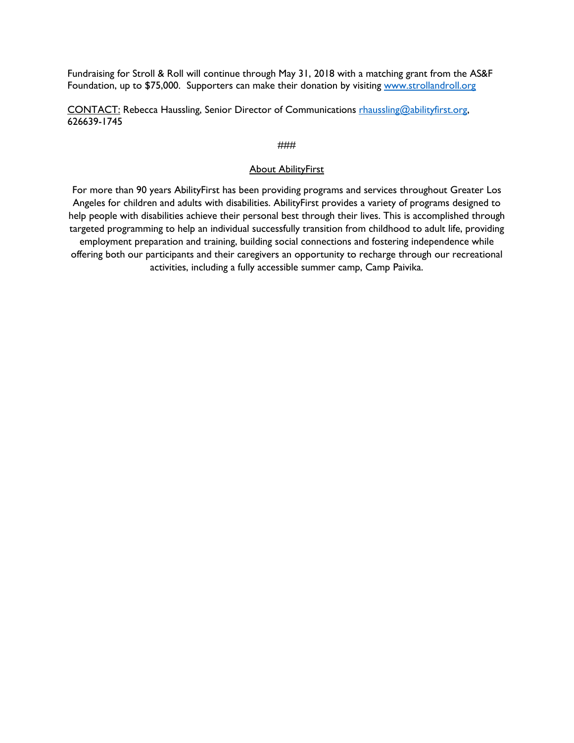Fundraising for Stroll & Roll will continue through May 31, 2018 with a matching grant from the AS&F Foundation, up to $75,000. Supporters can make their donation by visiting www.strollandroll.org

CONTACT: Rebecca Haussling, Senior Director of Communications rhaussling@abilityfirst.org, 626639-1745

###

## About AbilityFirst

For more than 90 years AbilityFirst has been providing programs and services throughout Greater Los Angeles for children and adults with disabilities. AbilityFirst provides a variety of programs designed to help people with disabilities achieve their personal best through their lives. This is accomplished through targeted programming to help an individual successfully transition from childhood to adult life, providing employment preparation and training, building social connections and fostering independence while offering both our participants and their caregivers an opportunity to recharge through our recreational activities, including a fully accessible summer camp, Camp Paivika.